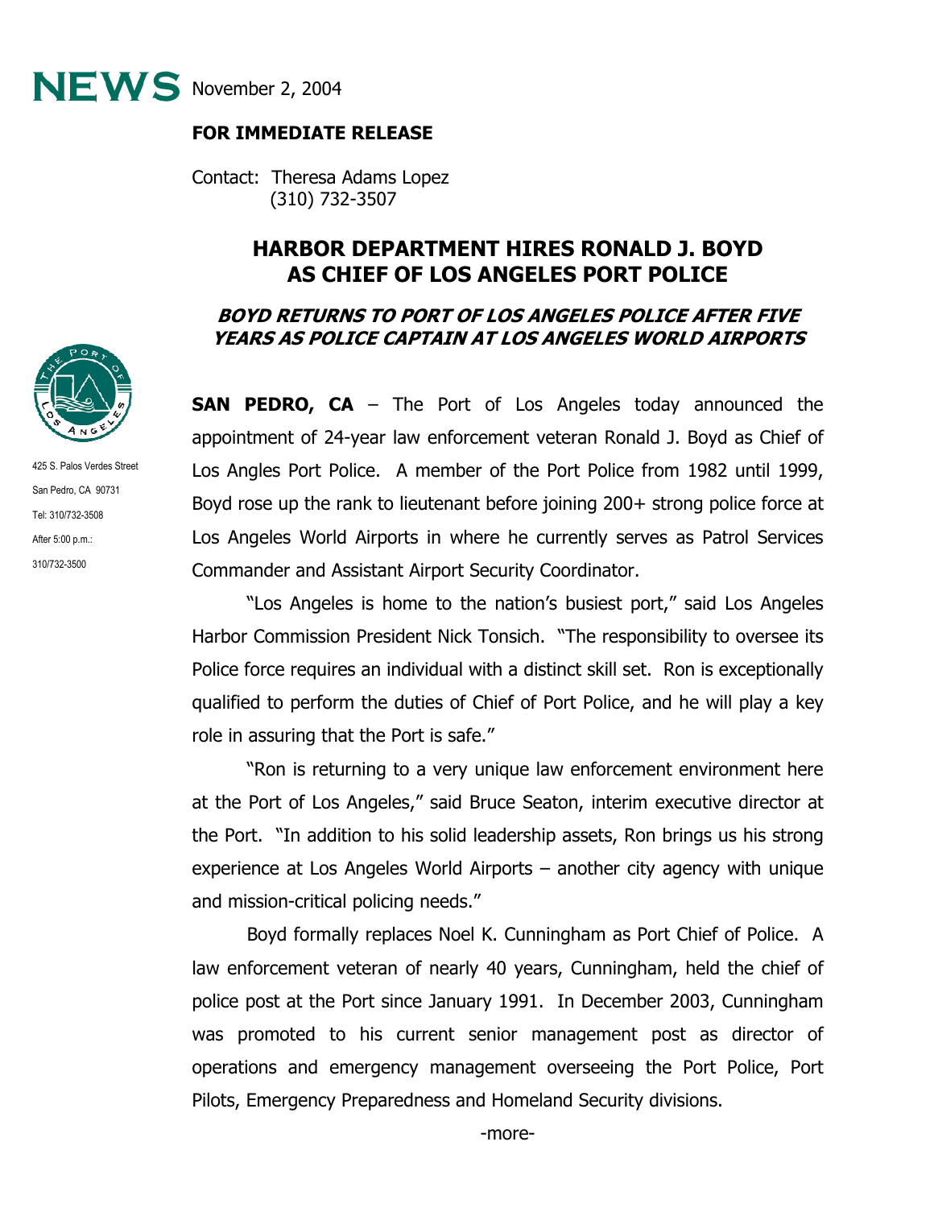**NEWS** November 2, 2004

**FOR IMMEDIATE RELEASE**

Contact: Theresa Adams Lopez
(310) 732-3507

425 S. Palos Verdes Street
San Pedro, CA 90731
Tel: 310/732-3508
After 5:00 p.m.:
310/732-3500

# HARBOR DEPARTMENT HIRES RONALD J. BOYD AS CHIEF OF LOS ANGELES PORT POLICE

## *BOYD RETURNS TO PORT OF LOS ANGELES POLICE AFTER FIVE YEARS AS POLICE CAPTAIN AT LOS ANGELES WORLD AIRPORTS*

**SAN PEDRO, CA** – The Port of Los Angeles today announced the appointment of 24-year law enforcement veteran Ronald J. Boyd as Chief of Los Angles Port Police. A member of the Port Police from 1982 until 1999, Boyd rose up the rank to lieutenant before joining 200+ strong police force at Los Angeles World Airports in where he currently serves as Patrol Services Commander and Assistant Airport Security Coordinator.

"Los Angeles is home to the nation's busiest port," said Los Angeles Harbor Commission President Nick Tonsich. "The responsibility to oversee its Police force requires an individual with a distinct skill set. Ron is exceptionally qualified to perform the duties of Chief of Port Police, and he will play a key role in assuring that the Port is safe."

"Ron is returning to a very unique law enforcement environment here at the Port of Los Angeles," said Bruce Seaton, interim executive director at the Port. "In addition to his solid leadership assets, Ron brings us his strong experience at Los Angeles World Airports – another city agency with unique and mission-critical policing needs."

Boyd formally replaces Noel K. Cunningham as Port Chief of Police. A law enforcement veteran of nearly 40 years, Cunningham, held the chief of police post at the Port since January 1991. In December 2003, Cunningham was promoted to his current senior management post as director of operations and emergency management overseeing the Port Police, Port Pilots, Emergency Preparedness and Homeland Security divisions.

-more-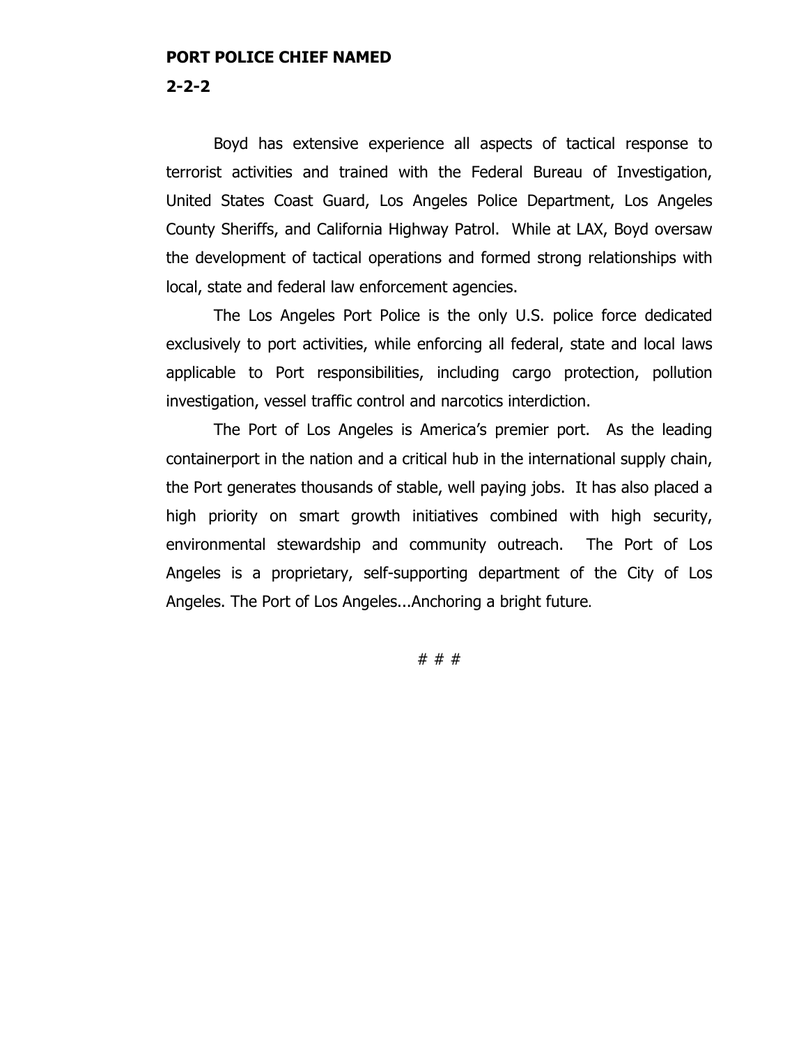Boyd has extensive experience all aspects of tactical response to terrorist activities and trained with the Federal Bureau of Investigation, United States Coast Guard, Los Angeles Police Department, Los Angeles County Sheriffs, and California Highway Patrol. While at LAX, Boyd oversaw the development of tactical operations and formed strong relationships with local, state and federal law enforcement agencies.

The Los Angeles Port Police is the only U.S. police force dedicated exclusively to port activities, while enforcing all federal, state and local laws applicable to Port responsibilities, including cargo protection, pollution investigation, vessel traffic control and narcotics interdiction.

The Port of Los Angeles is America's premier port. As the leading containerport in the nation and a critical hub in the international supply chain, the Port generates thousands of stable, well paying jobs. It has also placed a high priority on smart growth initiatives combined with high security, environmental stewardship and community outreach. The Port of Los Angeles is a proprietary, self-supporting department of the City of Los Angeles. The Port of Los Angeles...Anchoring a bright future.

# # #